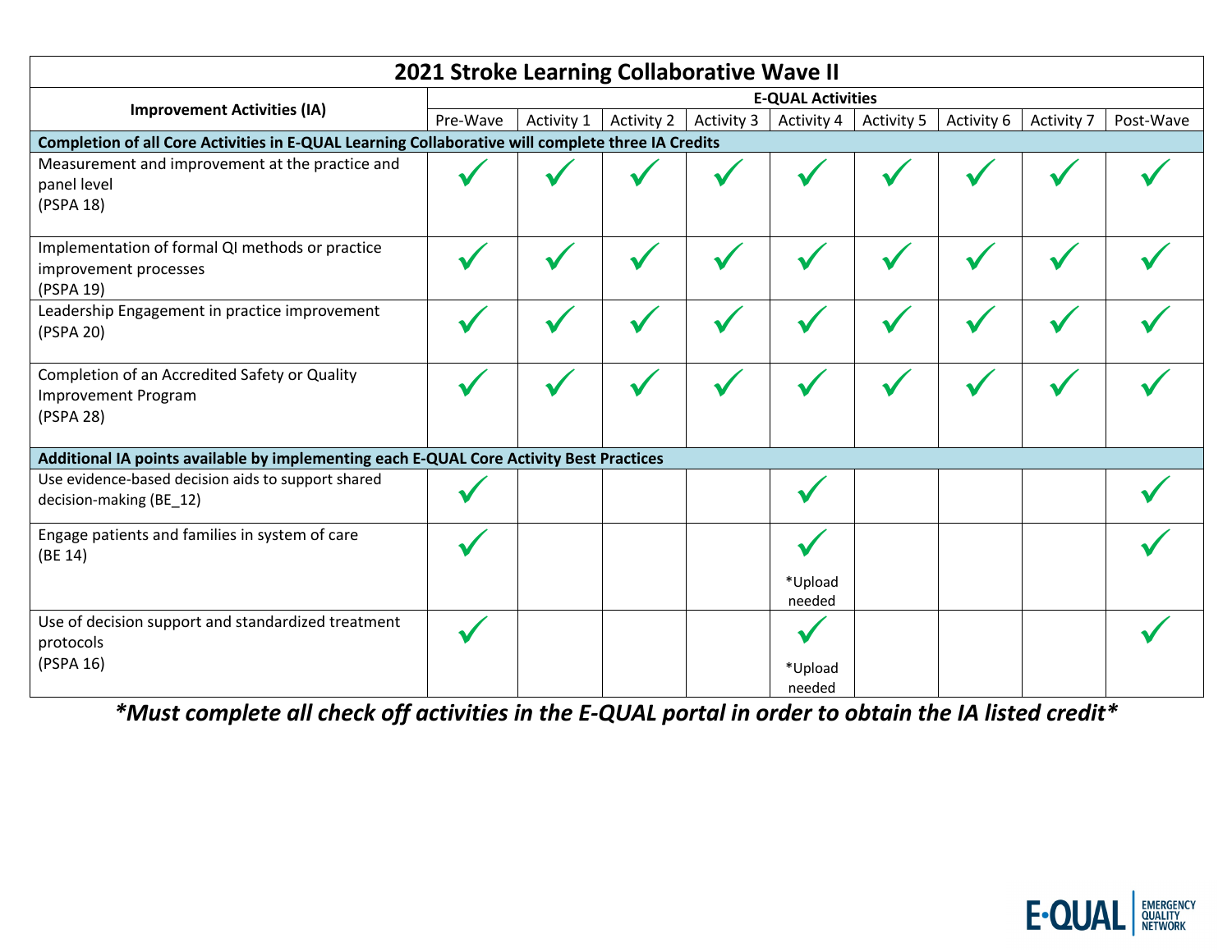# 2021 Stroke Learning Collaborative Wave II

| Improvement Activities (IA) | E-QUAL Activities | | | | | | | | |
|---|---|---|---|---|---|---|---|---|---|
| | Pre-Wave | Activity 1 | Activity 2 | Activity 3 | Activity 4 | Activity 5 | Activity 6 | Activity 7 | Post-Wave |
| **Completion of all Core Activities in E-QUAL Learning Collaborative will complete three IA Credits** | | | | | | | | | |
| Measurement and improvement at the practice and panel level (PSPA 18) | ✓ | ✓ | ✓ | ✓ | ✓ | ✓ | ✓ | ✓ | ✓ |
| Implementation of formal QI methods or practice improvement processes (PSPA 19) | ✓ | ✓ | ✓ | ✓ | ✓ | ✓ | ✓ | ✓ | ✓ |
| Leadership Engagement in practice improvement (PSPA 20) | ✓ | ✓ | ✓ | ✓ | ✓ | ✓ | ✓ | ✓ | ✓ |
| Completion of an Accredited Safety or Quality Improvement Program (PSPA 28) | ✓ | ✓ | ✓ | ✓ | ✓ | ✓ | ✓ | ✓ | ✓ |
| **Additional IA points available by implementing each E-QUAL Core Activity Best Practices** | | | | | | | | | |
| Use evidence-based decision aids to support shared decision-making (BE_12) | ✓ | | | | ✓ | | | | ✓ |
| Engage patients and families in system of care (BE 14) | ✓ | | | | ✓ *Upload needed | | | | ✓ |
| Use of decision support and standardized treatment protocols (PSPA 16) | ✓ | | | | ✓ *Upload needed | | | | ✓ |

***Must complete all check off activities in the E-QUAL portal in order to obtain the IA listed credit***

E-QUAL | EMERGENCY QUALITY NETWORK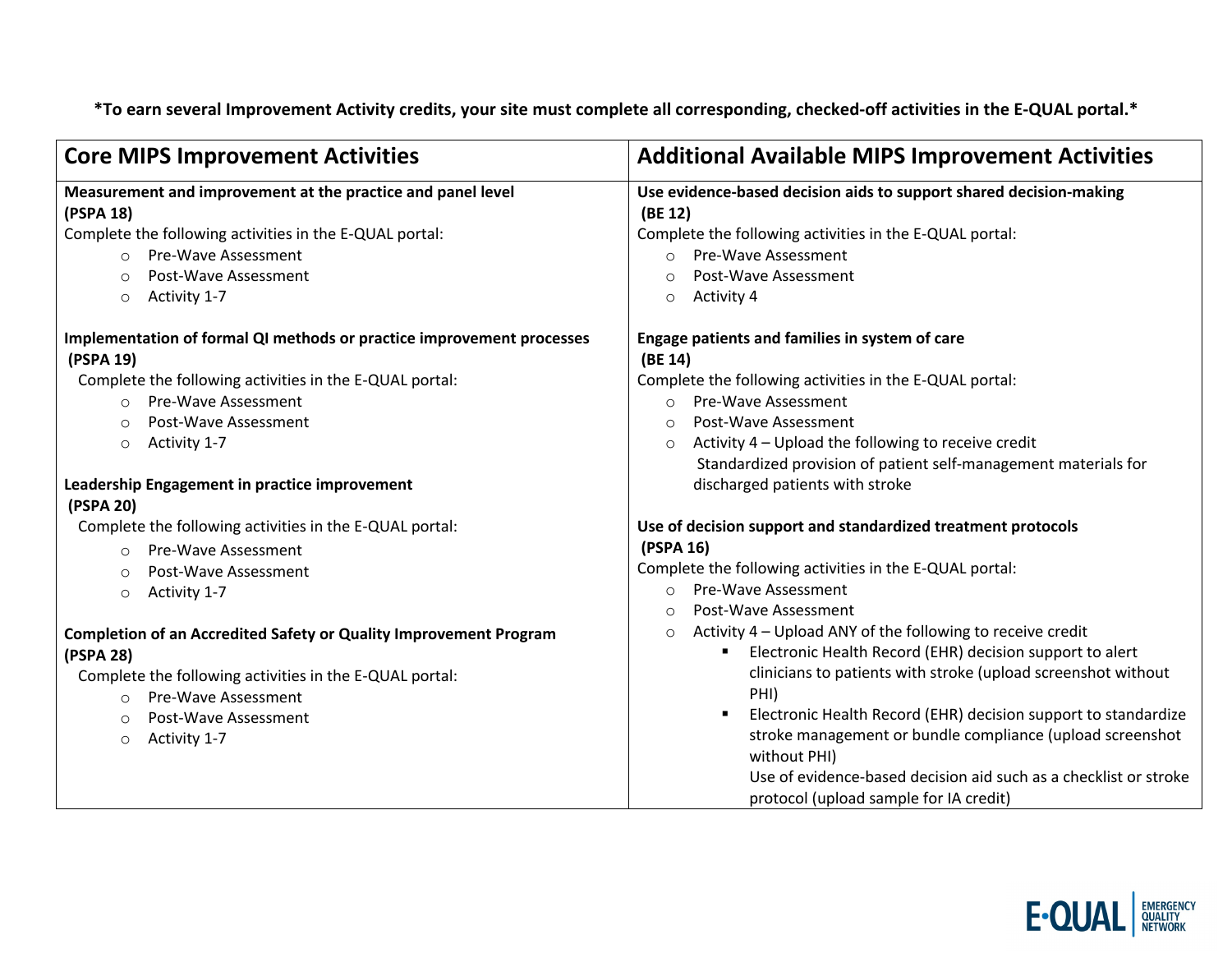**\*To earn several Improvement Activity credits, your site must complete all corresponding, checked-off activities in the E-QUAL portal.\***

| Core MIPS Improvement Activities | Additional Available MIPS Improvement Activities |
|---|---|
| **Measurement and improvement at the practice and panel level (PSPA 18)**<br>Complete the following activities in the E-QUAL portal:<br>○ Pre-Wave Assessment<br>○ Post-Wave Assessment<br>○ Activity 1-7<br><br>**Implementation of formal QI methods or practice improvement processes (PSPA 19)**<br>Complete the following activities in the E-QUAL portal:<br>○ Pre-Wave Assessment<br>○ Post-Wave Assessment<br>○ Activity 1-7<br><br>**Leadership Engagement in practice improvement (PSPA 20)**<br>Complete the following activities in the E-QUAL portal:<br>○ Pre-Wave Assessment<br>○ Post-Wave Assessment<br>○ Activity 1-7<br><br>**Completion of an Accredited Safety or Quality Improvement Program (PSPA 28)**<br>Complete the following activities in the E-QUAL portal:<br>○ Pre-Wave Assessment<br>○ Post-Wave Assessment<br>○ Activity 1-7 | **Use evidence-based decision aids to support shared decision-making (BE 12)**<br>Complete the following activities in the E-QUAL portal:<br>○ Pre-Wave Assessment<br>○ Post-Wave Assessment<br>○ Activity 4<br><br>**Engage patients and families in system of care (BE 14)**<br>Complete the following activities in the E-QUAL portal:<br>○ Pre-Wave Assessment<br>○ Post-Wave Assessment<br>○ Activity 4 – Upload the following to receive credit<br>Standardized provision of patient self-management materials for discharged patients with stroke<br><br>**Use of decision support and standardized treatment protocols (PSPA 16)**<br>Complete the following activities in the E-QUAL portal:<br>○ Pre-Wave Assessment<br>○ Post-Wave Assessment<br>○ Activity 4 – Upload ANY of the following to receive credit<br>▪ Electronic Health Record (EHR) decision support to alert clinicians to patients with stroke (upload screenshot without PHI)<br>▪ Electronic Health Record (EHR) decision support to standardize stroke management or bundle compliance (upload screenshot without PHI)<br>Use of evidence-based decision aid such as a checklist or stroke protocol (upload sample for IA credit) |